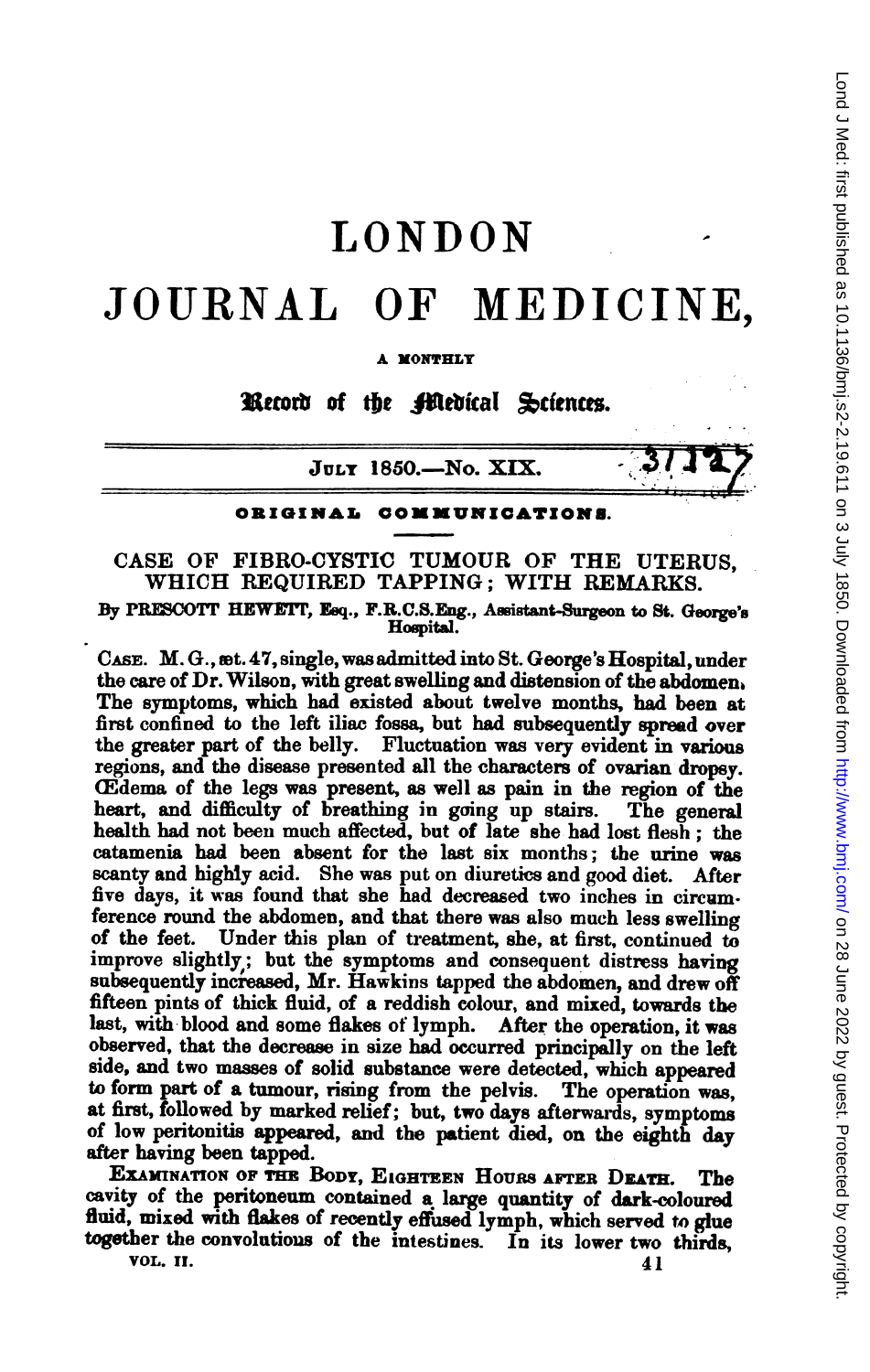# LONDON JOURNAL OF MEDICINE,

A MONTHLY

**Record of the Medical Sciences.**

JULY 1850.—No. XIX.

## ORIGINAL COMMUNICATIONS.

### CASE OF FIBRO-CYSTIC TUMOUR OF THE UTERUS, WHICH REQUIRED TAPPING; WITH REMARKS.

By PRESCOTT HEWETT, Esq., F.R.C.S.Eng., Assistant-Surgeon to St. George's Hospital.

CASE. M. G., æt. 47, single, was admitted into St. George's Hospital, under the care of Dr. Wilson, with great swelling and distension of the abdomen. The symptoms, which had existed about twelve months, had been at first confined to the left iliac fossa, but had subsequently spread over the greater part of the belly. Fluctuation was very evident in various regions, and the disease presented all the characters of ovarian dropsy. Œdema of the legs was present, as well as pain in the region of the heart, and difficulty of breathing in going up stairs. The general health had not been much affected, but of late she had lost flesh; the catamenia had been absent for the last six months; the urine was scanty and highly acid. She was put on diuretics and good diet. After five days, it was found that she had decreased two inches in circumference round the abdomen, and that there was also much less swelling of the feet. Under this plan of treatment, she, at first, continued to improve slightly; but the symptoms and consequent distress having subsequently increased, Mr. Hawkins tapped the abdomen, and drew off fifteen pints of thick fluid, of a reddish colour, and mixed, towards the last, with blood and some flakes of lymph. After the operation, it was observed, that the decrease in size had occurred principally on the left side, and two masses of solid substance were detected, which appeared to form part of a tumour, rising from the pelvis. The operation was, at first, followed by marked relief; but, two days afterwards, symptoms of low peritonitis appeared, and the patient died, on the eighth day after having been tapped.

EXAMINATION OF THE BODY, EIGHTEEN HOURS AFTER DEATH. The cavity of the peritoneum contained a large quantity of dark-coloured fluid, mixed with flakes of recently effused lymph, which served to glue together the convolutions of the intestines. In its lower two thirds,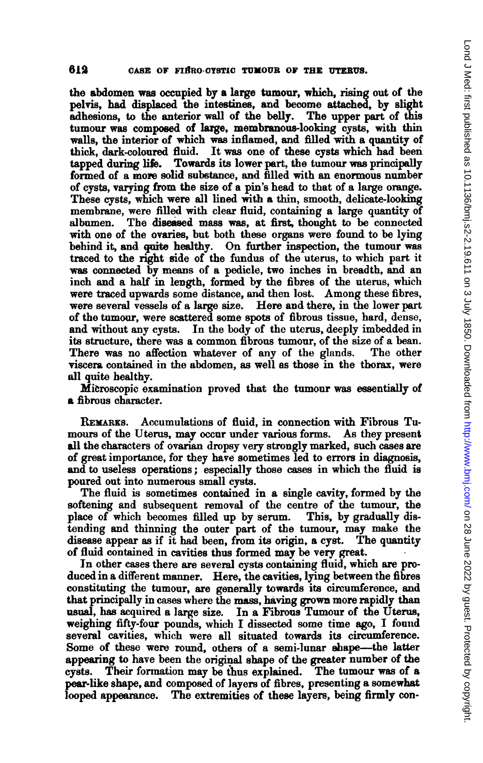the abdomen was occupied by a large tumour, which, rising out of the pelvis, had displaced the intestines, and become attached, by slight adhesions, to the anterior wall of the belly. The upper part of this tumour was composed of large, membranous-looking cysts, with thin walls, the interior of which was inflamed, and filled with a quantity of thick, dark-coloured fluid. It was one of these cysts which had been tapped during life. Towards its lower part, the tumour was principally formed of a more solid substance, and filled with an enormous number of cysts, varying from the size of a pin's head to that of a large orange. These cysts, which were all lined with a thin, smooth, delicate-looking membrane, were filled with clear fluid, containing a large quantity of albumen. The diseased mass was, at first, thought to be connected with one of the ovaries, but both these organs were found to be lying behind it, and quite healthy. On further inspection, the tumour was traced to the right side of the fundus of the uterus, to which part it was connected by means of a pedicle, two inches in breadth, and an inch and a half in length, formed by the fibres of the uterus, which were traced upwards some distance, and then lost. Among these fibres, were several vessels of a large size. Here and there, in the lower part of the tumour, were scattered some spots of fibrous tissue, hard, dense, and without any cysts. In the body of the uterus, deeply imbedded in its structure, there was a common fibrous tumour, of the size of a bean. There was no affection whatever of any of the glands. The other viscera contained in the abdomen, as well as those in the thorax, were all quite healthy.

Microscopic examination proved that the tumour was essentially of a fibrous character.

Remarks. Accumulations of fluid, in connection with Fibrous Tumours of the Uterus, may occur under various forms. As they present all the characters of ovarian dropsy very strongly marked, such cases are of great importance, for they have sometimes led to errors in diagnosis, and to useless operations; especially those cases in which the fluid is poured out into numerous small cysts.

The fluid is sometimes contained in a single cavity, formed by the softening and subsequent removal of the centre of the tumour, the place of which becomes filled up by serum. This, by gradually distending and thinning the outer part of the tumour, may make the disease appear as if it had been, from its origin, a cyst. The quantity of fluid contained in cavities thus formed may be very great.

In other cases there are several cysts containing fluid, which are produced in a different manner. Here, the cavities, lying between the fibres constituting the tumour, are generally towards its circumference, and that principally in cases where the mass, having grown more rapidly than usual, has acquired a large size. In a Fibrous Tumour of the Uterus, weighing fifty-four pounds, which I dissected some time ago, I found several cavities, which were all situated towards its circumference. Some of these were round, others of a semi-lunar shape—the latter appearing to have been the original shape of the greater number of the cysts. Their formation may be thus explained. The tumour was of a pear-like shape, and composed of layers of fibres, presenting a somewhat looped appearance. The extremities of these layers, being firmly con-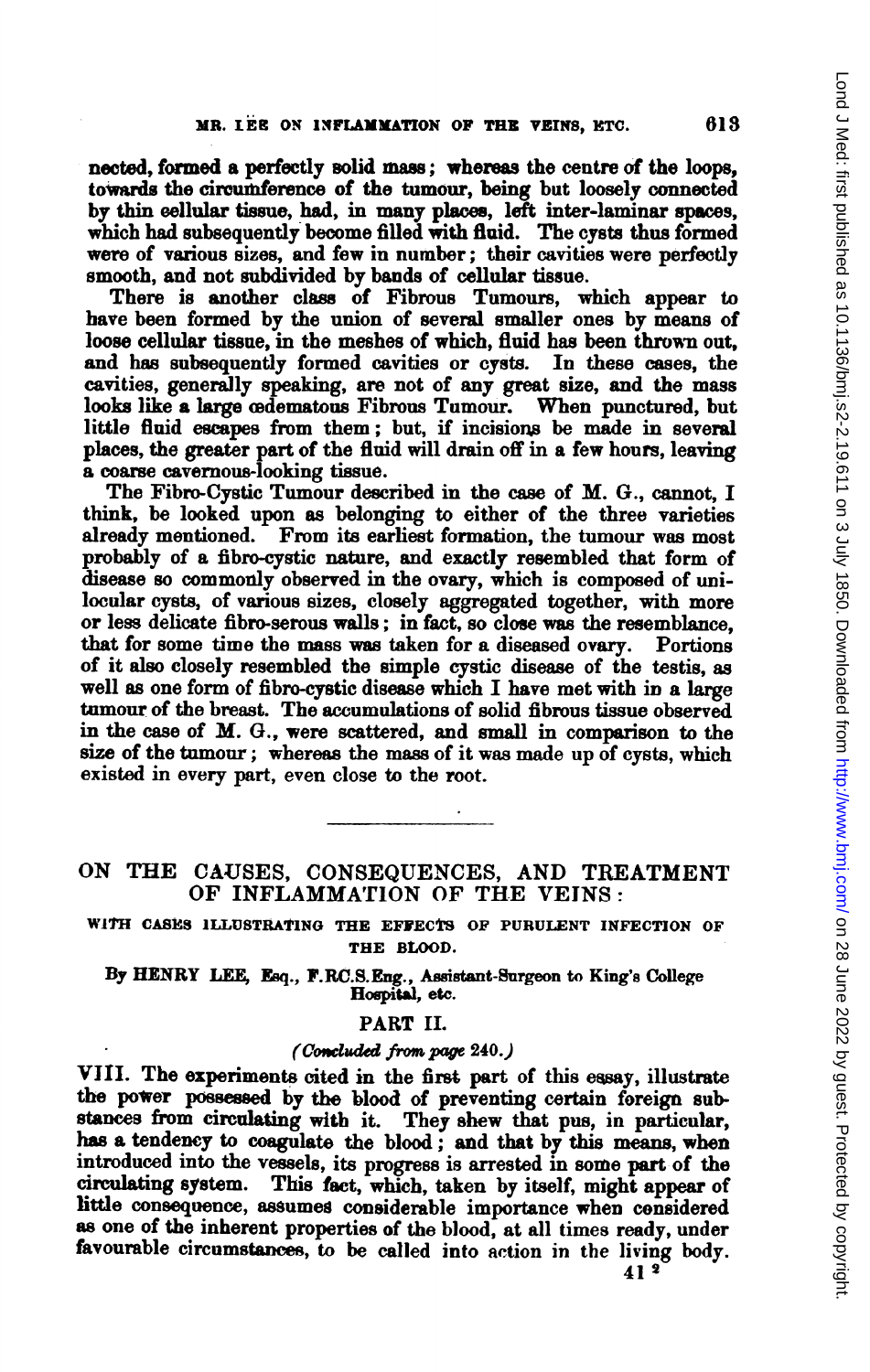nected, formed a perfectly solid mass; whereas the centre of the loops, towards the circumference of the tumour, being but loosely connected by thin cellular tissue, had, in many places, left inter-laminar spaces, which had subsequently become filled with fluid. The cysts thus formed were of various sizes, and few in number; their cavities were perfectly smooth, and not subdivided by bands of cellular tissue.

There is another class of Fibrous Tumours, which appear to have been formed by the union of several smaller ones by means of loose cellular tissue, in the meshes of which, fluid has been thrown out, and has subsequently formed cavities or cysts. In these cases, the cavities, generally speaking, are not of any great size, and the mass looks like a large œdematous Fibrous Tumour. When punctured, but little fluid escapes from them; but, if incisions be made in several places, the greater part of the fluid will drain off in a few hours, leaving a coarse cavernous-looking tissue.

The Fibro-Cystic Tumour described in the case of M. G., cannot, I think, be looked upon as belonging to either of the three varieties already mentioned. From its earliest formation, the tumour was most probably of a fibro-cystic nature, and exactly resembled that form of disease so commonly observed in the ovary, which is composed of unilocular cysts, of various sizes, closely aggregated together, with more or less delicate fibro-serous walls; in fact, so close was the resemblance, that for some time the mass was taken for a diseased ovary. Portions of it also closely resembled the simple cystic disease of the testis, as well as one form of fibro-cystic disease which I have met with in a large tumour of the breast. The accumulations of solid fibrous tissue observed in the case of M. G., were scattered, and small in comparison to the size of the tumour; whereas the mass of it was made up of cysts, which existed in every part, even close to the root.

---

# ON THE CAUSES, CONSEQUENCES, AND TREATMENT OF INFLAMMATION OF THE VEINS:

### WITH CASES ILLUSTRATING THE EFFECTS OF PURULENT INFECTION OF THE BLOOD.

By HENRY LEE, Esq., F.R.C.S.Eng., Assistant-Surgeon to King's College Hospital, etc.

## PART II.

*(Concluded from page 240.)*

VIII. The experiments cited in the first part of this essay, illustrate the power possessed by the blood of preventing certain foreign substances from circulating with it. They shew that pus, in particular, has a tendency to coagulate the blood; and that by this means, when introduced into the vessels, its progress is arrested in some part of the circulating system. This fact, which, taken by itself, might appear of little consequence, assumes considerable importance when considered as one of the inherent properties of the blood, at all times ready, under favourable circumstances, to be called into action in the living body.